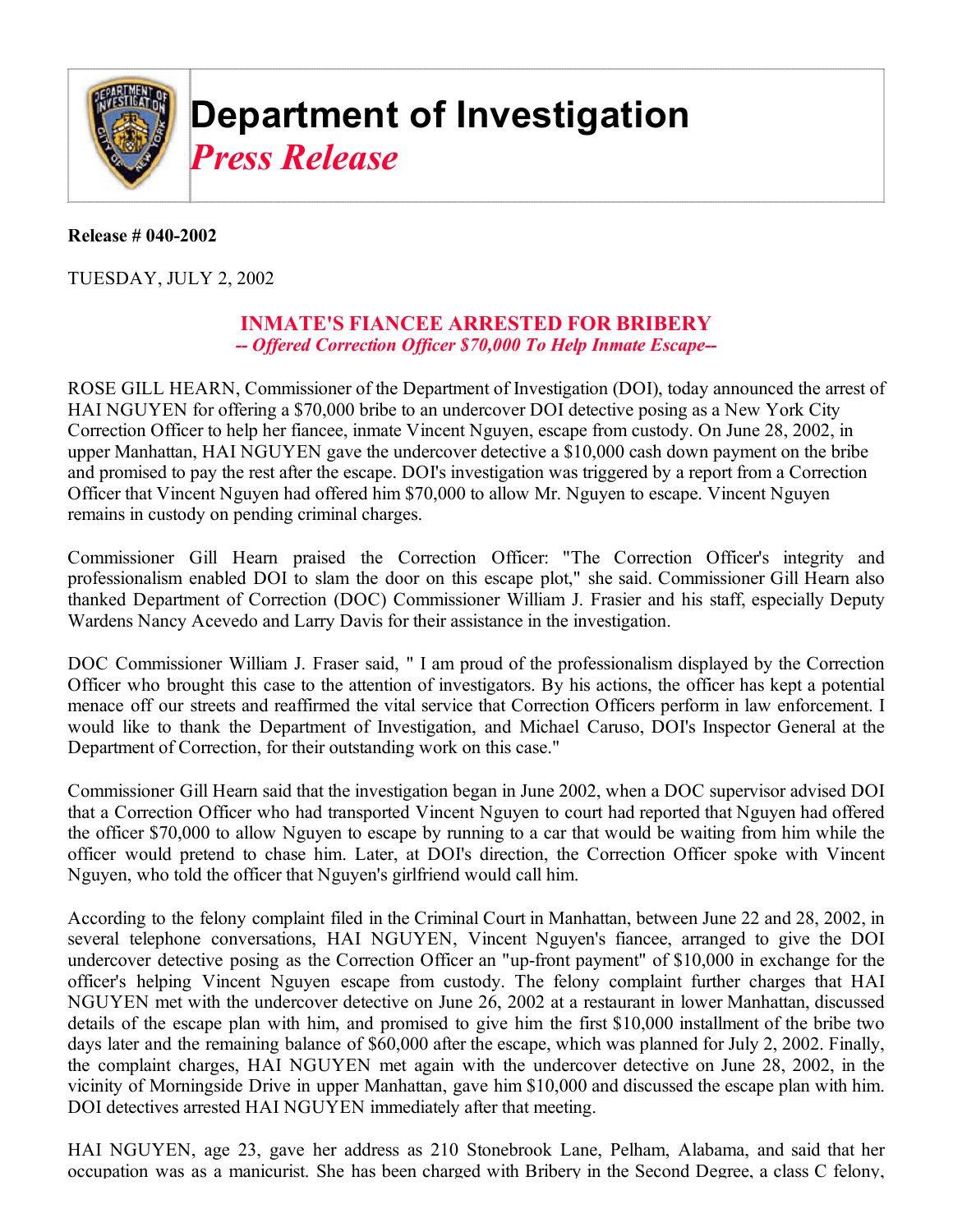# Department of Investigation

## *Press Release*

**Release # 040-2002**

TUESDAY, JULY 2, 2002

### INMATE'S FIANCEE ARRESTED FOR BRIBERY

***-- Offered Correction Officer $70,000 To Help Inmate Escape--***

ROSE GILL HEARN, Commissioner of the Department of Investigation (DOI), today announced the arrest of HAI NGUYEN for offering a $70,000 bribe to an undercover DOI detective posing as a New York City Correction Officer to help her fiancee, inmate Vincent Nguyen, escape from custody. On June 28, 2002, in upper Manhattan, HAI NGUYEN gave the undercover detective a $10,000 cash down payment on the bribe and promised to pay the rest after the escape. DOI's investigation was triggered by a report from a Correction Officer that Vincent Nguyen had offered him $70,000 to allow Mr. Nguyen to escape. Vincent Nguyen remains in custody on pending criminal charges.

Commissioner Gill Hearn praised the Correction Officer: "The Correction Officer's integrity and professionalism enabled DOI to slam the door on this escape plot," she said. Commissioner Gill Hearn also thanked Department of Correction (DOC) Commissioner William J. Frasier and his staff, especially Deputy Wardens Nancy Acevedo and Larry Davis for their assistance in the investigation.

DOC Commissioner William J. Fraser said, " I am proud of the professionalism displayed by the Correction Officer who brought this case to the attention of investigators. By his actions, the officer has kept a potential menace off our streets and reaffirmed the vital service that Correction Officers perform in law enforcement. I would like to thank the Department of Investigation, and Michael Caruso, DOI's Inspector General at the Department of Correction, for their outstanding work on this case."

Commissioner Gill Hearn said that the investigation began in June 2002, when a DOC supervisor advised DOI that a Correction Officer who had transported Vincent Nguyen to court had reported that Nguyen had offered the officer $70,000 to allow Nguyen to escape by running to a car that would be waiting from him while the officer would pretend to chase him. Later, at DOI's direction, the Correction Officer spoke with Vincent Nguyen, who told the officer that Nguyen's girlfriend would call him.

According to the felony complaint filed in the Criminal Court in Manhattan, between June 22 and 28, 2002, in several telephone conversations, HAI NGUYEN, Vincent Nguyen's fiancee, arranged to give the DOI undercover detective posing as the Correction Officer an "up-front payment" of $10,000 in exchange for the officer's helping Vincent Nguyen escape from custody. The felony complaint further charges that HAI NGUYEN met with the undercover detective on June 26, 2002 at a restaurant in lower Manhattan, discussed details of the escape plan with him, and promised to give him the first $10,000 installment of the bribe two days later and the remaining balance of $60,000 after the escape, which was planned for July 2, 2002. Finally, the complaint charges, HAI NGUYEN met again with the undercover detective on June 28, 2002, in the vicinity of Morningside Drive in upper Manhattan, gave him $10,000 and discussed the escape plan with him. DOI detectives arrested HAI NGUYEN immediately after that meeting.

HAI NGUYEN, age 23, gave her address as 210 Stonebrook Lane, Pelham, Alabama, and said that her occupation was as a manicurist. She has been charged with Bribery in the Second Degree, a class C felony,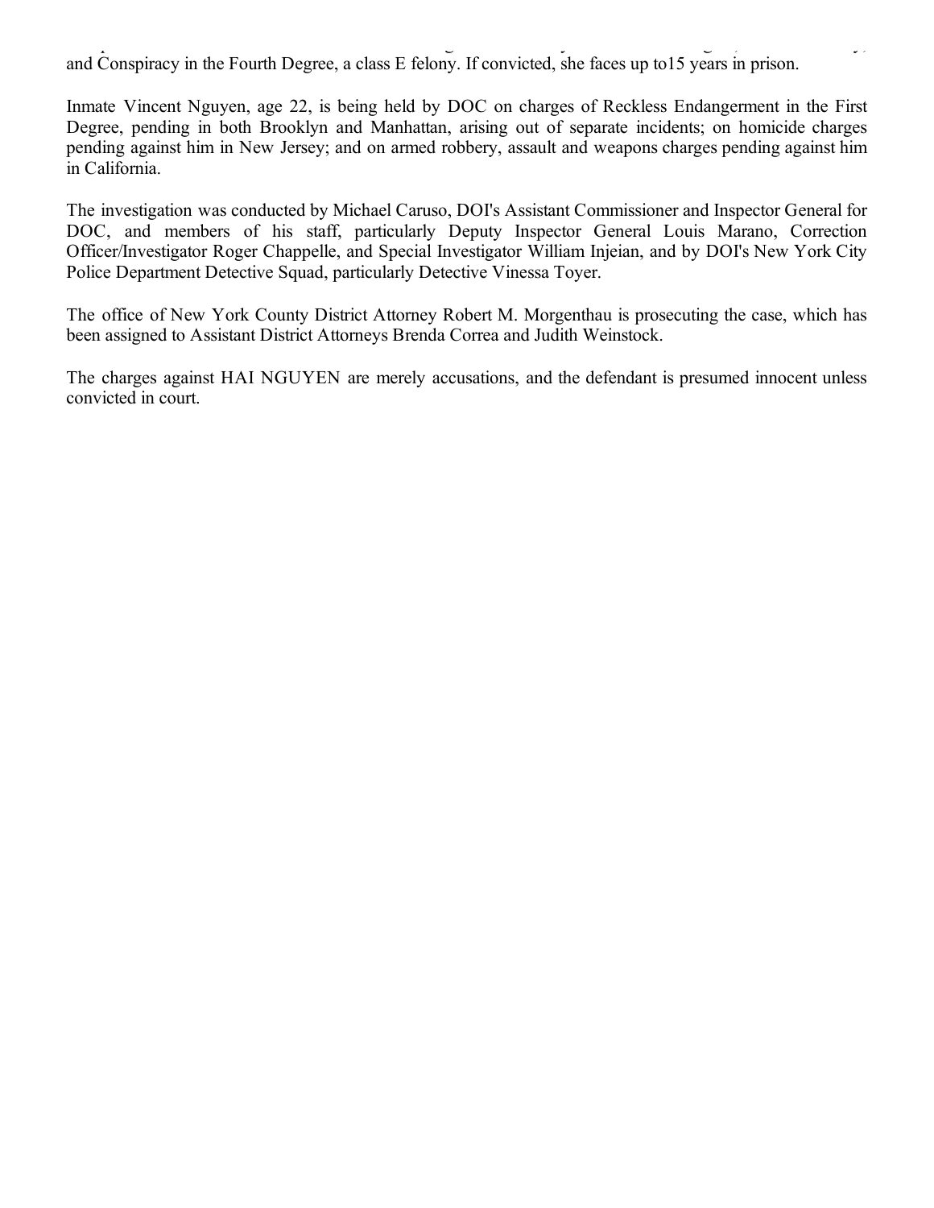and Conspiracy in the Fourth Degree, a class E felony. If convicted, she faces up to15 years in prison.

Inmate Vincent Nguyen, age 22, is being held by DOC on charges of Reckless Endangerment in the First Degree, pending in both Brooklyn and Manhattan, arising out of separate incidents; on homicide charges pending against him in New Jersey; and on armed robbery, assault and weapons charges pending against him in California.

The investigation was conducted by Michael Caruso, DOI's Assistant Commissioner and Inspector General for DOC, and members of his staff, particularly Deputy Inspector General Louis Marano, Correction Officer/Investigator Roger Chappelle, and Special Investigator William Injeian, and by DOI's New York City Police Department Detective Squad, particularly Detective Vinessa Toyer.

The office of New York County District Attorney Robert M. Morgenthau is prosecuting the case, which has been assigned to Assistant District Attorneys Brenda Correa and Judith Weinstock.

The charges against HAI NGUYEN are merely accusations, and the defendant is presumed innocent unless convicted in court.